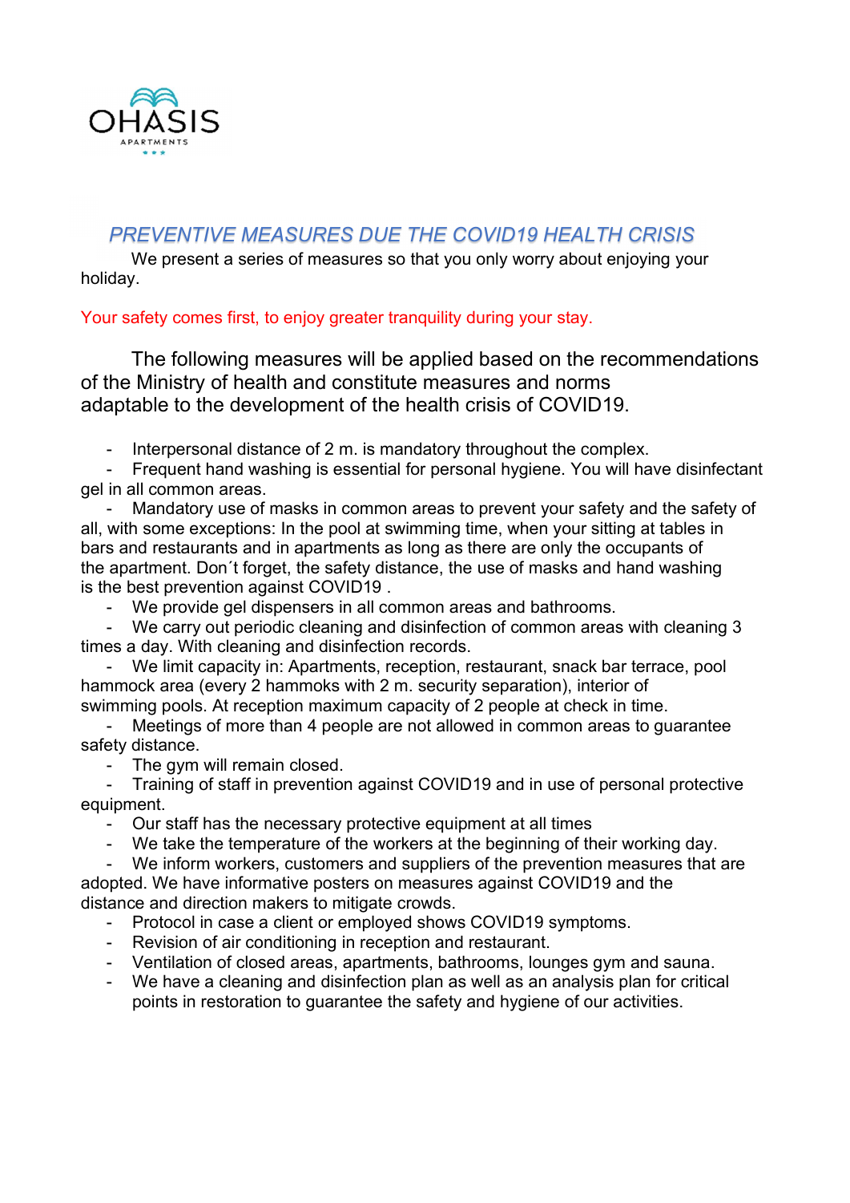OHASIS
APARTMENTS

## *PREVENTIVE MEASURES DUE THE COVID19 HEALTH CRISIS*

We present a series of measures so that you only worry about enjoying your holiday.

Your safety comes first, to enjoy greater tranquility during your stay.

The following measures will be applied based on the recommendations of the Ministry of health and constitute measures and norms adaptable to the development of the health crisis of COVID19.

- Interpersonal distance of 2 m. is mandatory throughout the complex.
- Frequent hand washing is essential for personal hygiene. You will have disinfectant gel in all common areas.
- Mandatory use of masks in common areas to prevent your safety and the safety of all, with some exceptions: In the pool at swimming time, when your sitting at tables in bars and restaurants and in apartments as long as there are only the occupants of the apartment. Don´t forget, the safety distance, the use of masks and hand washing is the best prevention against COVID19 .
- We provide gel dispensers in all common areas and bathrooms.
- We carry out periodic cleaning and disinfection of common areas with cleaning 3 times a day. With cleaning and disinfection records.
- We limit capacity in: Apartments, reception, restaurant, snack bar terrace, pool hammock area (every 2 hammoks with 2 m. security separation), interior of swimming pools. At reception maximum capacity of 2 people at check in time.
- Meetings of more than 4 people are not allowed in common areas to guarantee safety distance.
- The gym will remain closed.
- Training of staff in prevention against COVID19 and in use of personal protective equipment.
- Our staff has the necessary protective equipment at all times
- We take the temperature of the workers at the beginning of their working day.
- We inform workers, customers and suppliers of the prevention measures that are adopted. We have informative posters on measures against COVID19 and the distance and direction makers to mitigate crowds.
- Protocol in case a client or employed shows COVID19 symptoms.
- Revision of air conditioning in reception and restaurant.
- Ventilation of closed areas, apartments, bathrooms, lounges gym and sauna.
- We have a cleaning and disinfection plan as well as an analysis plan for critical points in restoration to guarantee the safety and hygiene of our activities.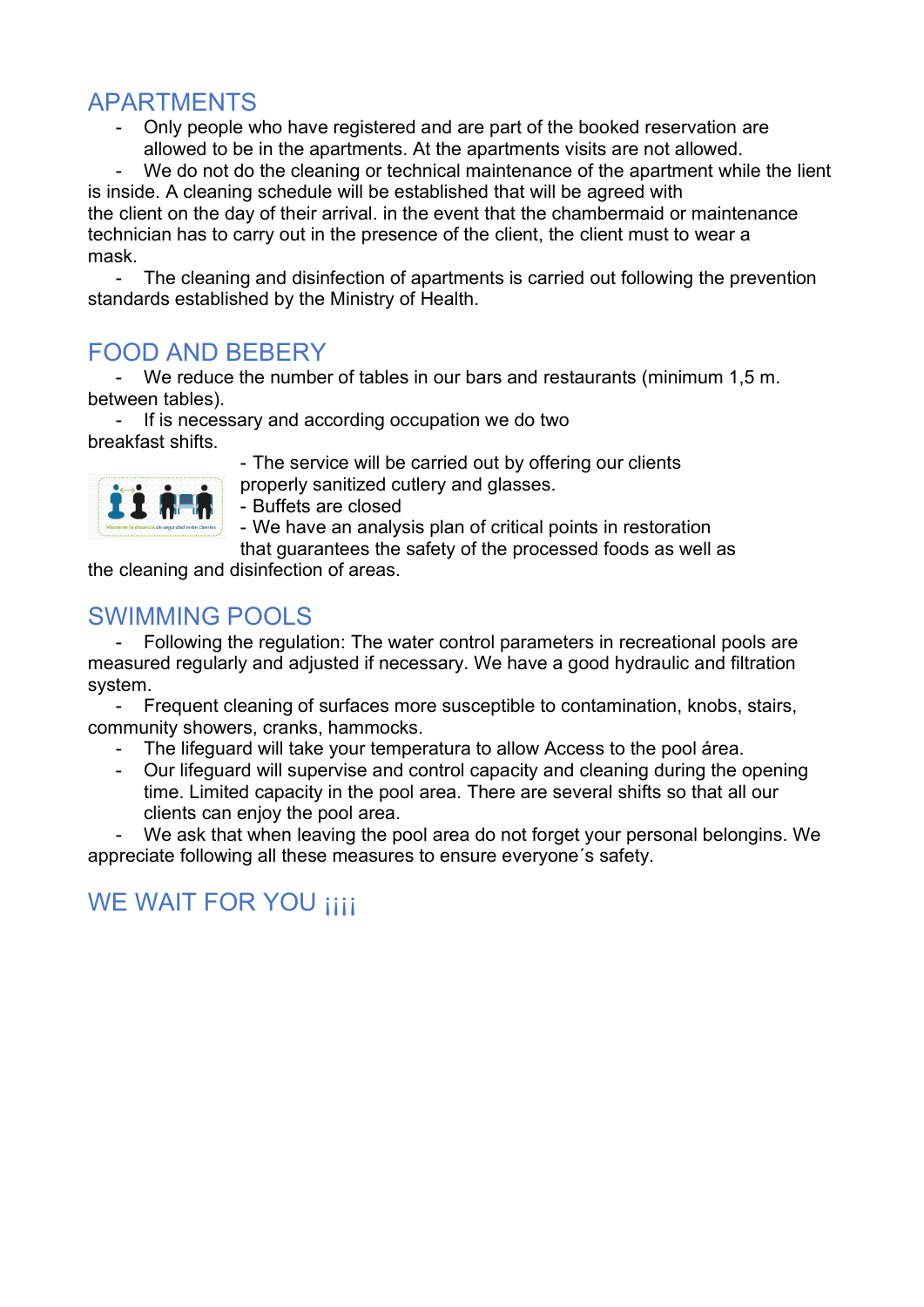## APARTMENTS

- Only people who have registered and are part of the booked reservation are allowed to be in the apartments. At the apartments visits are not allowed.
- We do not do the cleaning or technical maintenance of the apartment while the lient is inside. A cleaning schedule will be established that will be agreed with the client on the day of their arrival. in the event that the chambermaid or maintenance technician has to carry out in the presence of the client, the client must to wear a mask.
- The cleaning and disinfection of apartments is carried out following the prevention standards established by the Ministry of Health.

## FOOD AND BEBERY

- We reduce the number of tables in our bars and restaurants (minimum 1,5 m. between tables).
- If is necessary and according occupation we do two breakfast shifts.
- The service will be carried out by offering our clients properly sanitized cutlery and glasses.
- Buffets are closed
- We have an analysis plan of critical points in restoration that guarantees the safety of the processed foods as well as the cleaning and disinfection of areas.

## SWIMMING POOLS

- Following the regulation: The water control parameters in recreational pools are measured regularly and adjusted if necessary. We have a good hydraulic and filtration system.
- Frequent cleaning of surfaces more susceptible to contamination, knobs, stairs, community showers, cranks, hammocks.
- The lifeguard will take your temperatura to allow Access to the pool área.
- Our lifeguard will supervise and control capacity and cleaning during the opening time. Limited capacity in the pool area. There are several shifts so that all our clients can enjoy the pool area.
- We ask that when leaving the pool area do not forget your personal belongins. We appreciate following all these measures to ensure everyone´s safety.

## WE WAIT FOR YOU ¡¡¡¡